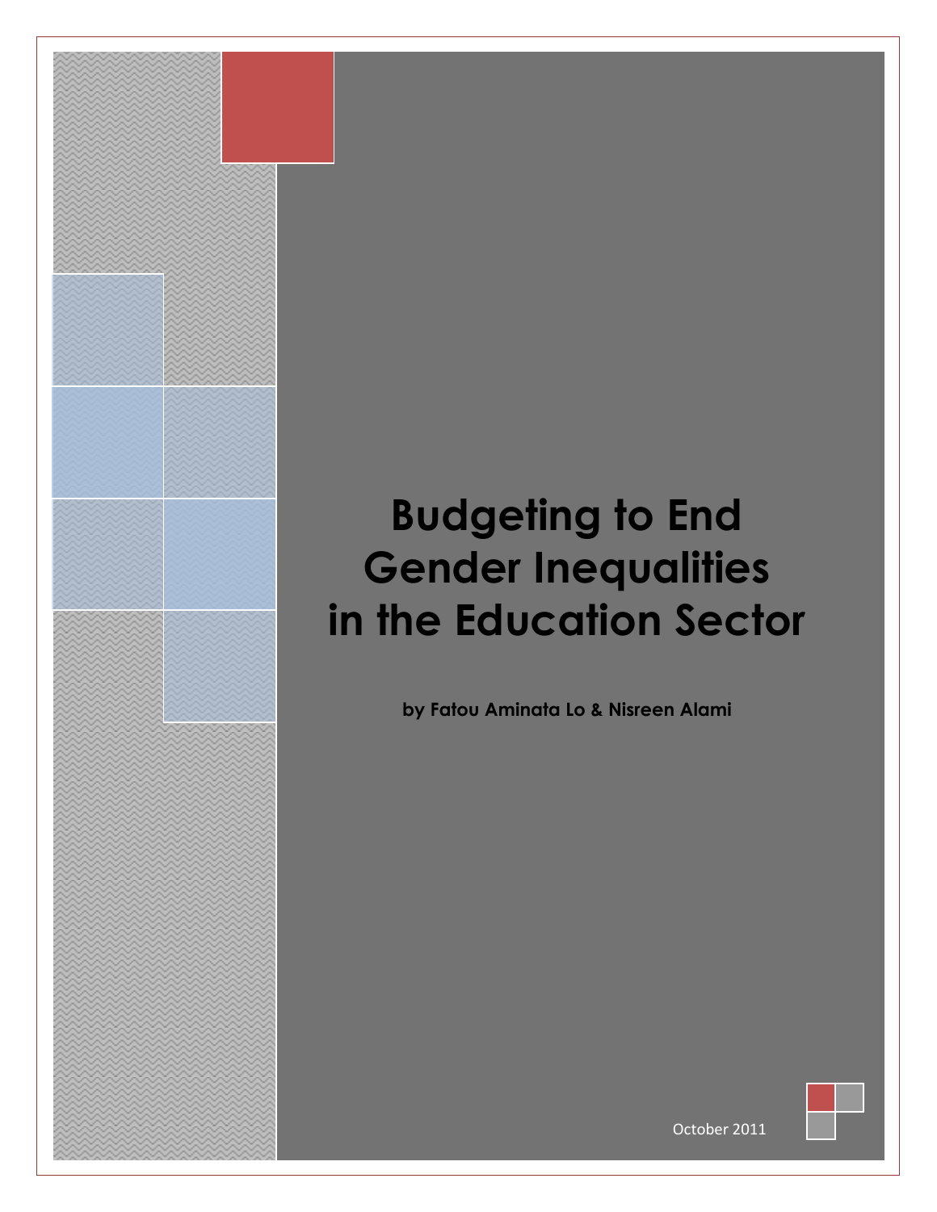# Budgeting to End Gender Inequalities in the Education Sector

**by Fatou Aminata Lo & Nisreen Alami**

October 2011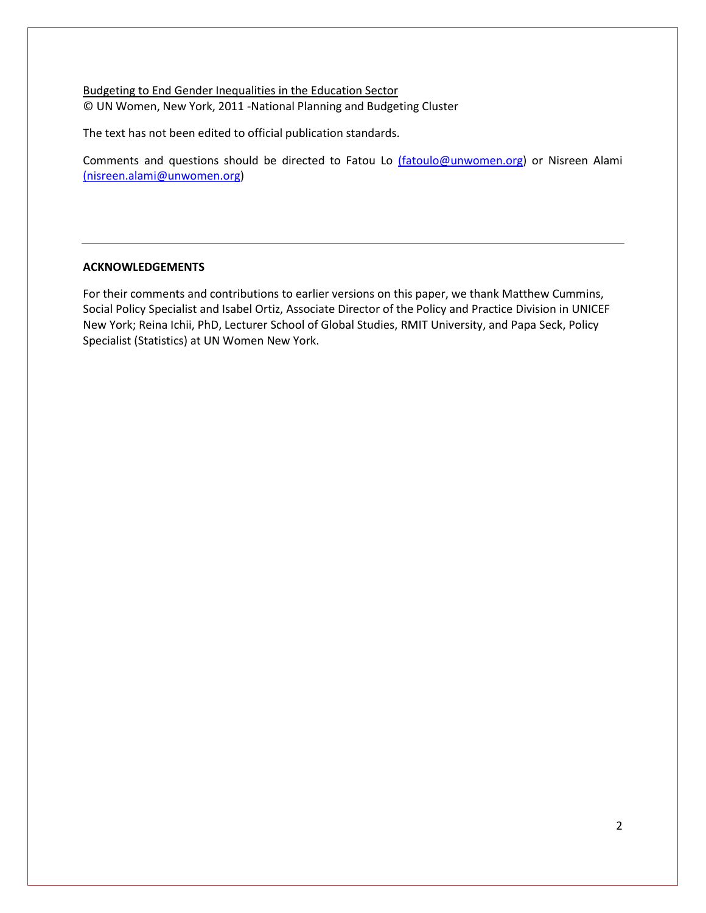Budgeting to End Gender Inequalities in the Education Sector
© UN Women, New York, 2011 -National Planning and Budgeting Cluster

The text has not been edited to official publication standards.

Comments and questions should be directed to Fatou Lo (fatoulo@unwomen.org) or Nisreen Alami (nisreen.alami@unwomen.org)

---

**ACKNOWLEDGEMENTS**

For their comments and contributions to earlier versions on this paper, we thank Matthew Cummins, Social Policy Specialist and Isabel Ortiz, Associate Director of the Policy and Practice Division in UNICEF New York; Reina Ichii, PhD, Lecturer School of Global Studies, RMIT University, and Papa Seck, Policy Specialist (Statistics) at UN Women New York.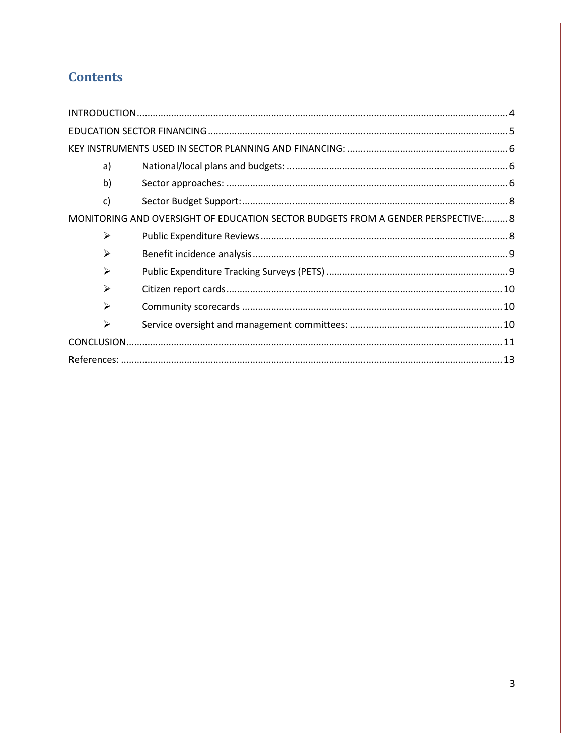# Contents

INTRODUCTION .... 4

EDUCATION SECTOR FINANCING .... 5

KEY INSTRUMENTS USED IN SECTOR PLANNING AND FINANCING: .... 6

- a) National/local plans and budgets: .... 6
- b) Sector approaches: .... 6
- c) Sector Budget Support: .... 8

MONITORING AND OVERSIGHT OF EDUCATION SECTOR BUDGETS FROM A GENDER PERSPECTIVE: .... 8

- ➢ Public Expenditure Reviews .... 8
- ➢ Benefit incidence analysis .... 9
- ➢ Public Expenditure Tracking Surveys (PETS) .... 9
- ➢ Citizen report cards .... 10
- ➢ Community scorecards .... 10
- ➢ Service oversight and management committees: .... 10

CONCLUSION .... 11

References: .... 13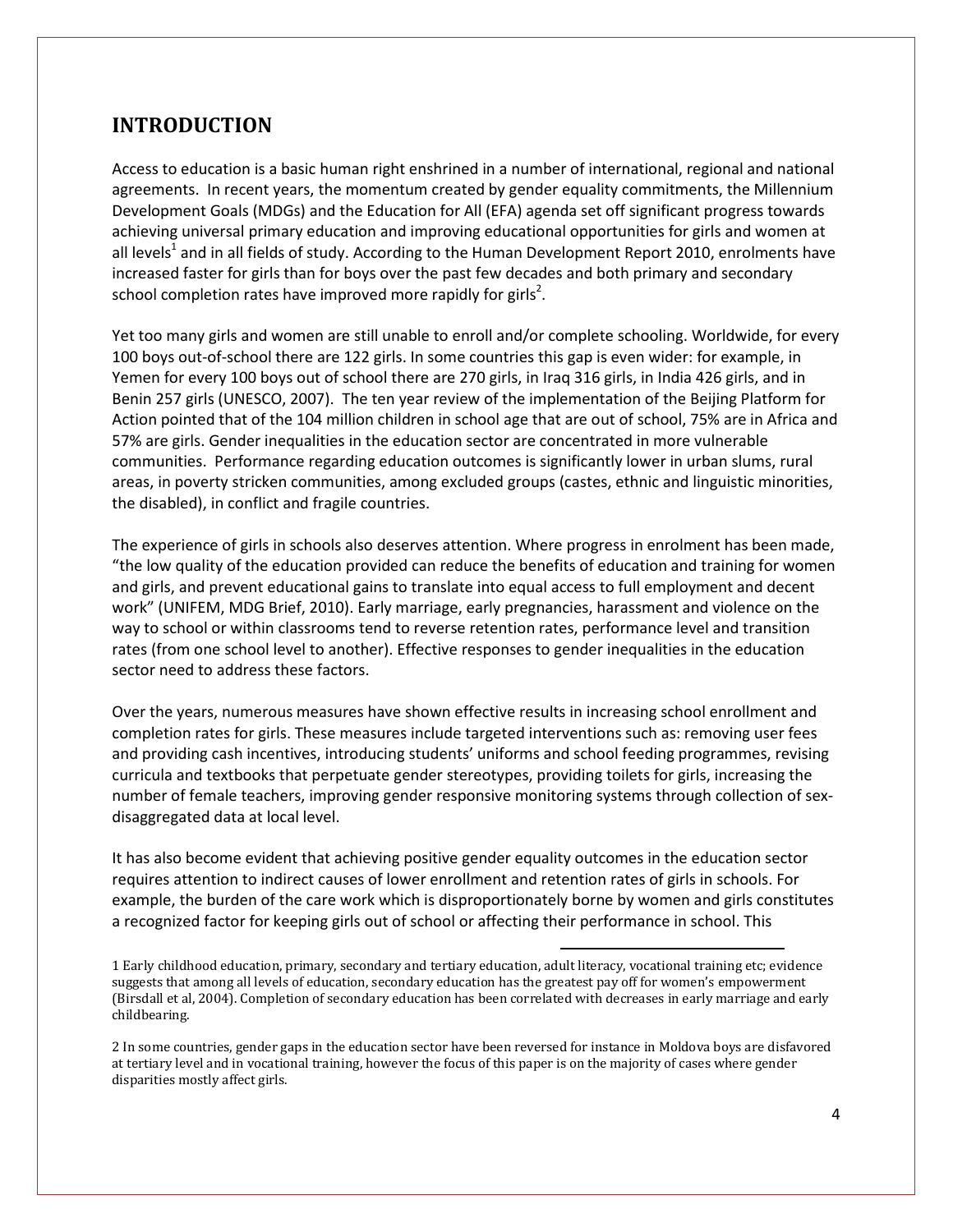## INTRODUCTION

Access to education is a basic human right enshrined in a number of international, regional and national agreements. In recent years, the momentum created by gender equality commitments, the Millennium Development Goals (MDGs) and the Education for All (EFA) agenda set off significant progress towards achieving universal primary education and improving educational opportunities for girls and women at all levels[1] and in all fields of study. According to the Human Development Report 2010, enrolments have increased faster for girls than for boys over the past few decades and both primary and secondary school completion rates have improved more rapidly for girls[2].

Yet too many girls and women are still unable to enroll and/or complete schooling. Worldwide, for every 100 boys out-of-school there are 122 girls. In some countries this gap is even wider: for example, in Yemen for every 100 boys out of school there are 270 girls, in Iraq 316 girls, in India 426 girls, and in Benin 257 girls (UNESCO, 2007). The ten year review of the implementation of the Beijing Platform for Action pointed that of the 104 million children in school age that are out of school, 75% are in Africa and 57% are girls. Gender inequalities in the education sector are concentrated in more vulnerable communities. Performance regarding education outcomes is significantly lower in urban slums, rural areas, in poverty stricken communities, among excluded groups (castes, ethnic and linguistic minorities, the disabled), in conflict and fragile countries.

The experience of girls in schools also deserves attention. Where progress in enrolment has been made, "the low quality of the education provided can reduce the benefits of education and training for women and girls, and prevent educational gains to translate into equal access to full employment and decent work" (UNIFEM, MDG Brief, 2010). Early marriage, early pregnancies, harassment and violence on the way to school or within classrooms tend to reverse retention rates, performance level and transition rates (from one school level to another). Effective responses to gender inequalities in the education sector need to address these factors.

Over the years, numerous measures have shown effective results in increasing school enrollment and completion rates for girls. These measures include targeted interventions such as: removing user fees and providing cash incentives, introducing students' uniforms and school feeding programmes, revising curricula and textbooks that perpetuate gender stereotypes, providing toilets for girls, increasing the number of female teachers, improving gender responsive monitoring systems through collection of sex-disaggregated data at local level.

It has also become evident that achieving positive gender equality outcomes in the education sector requires attention to indirect causes of lower enrollment and retention rates of girls in schools. For example, the burden of the care work which is disproportionately borne by women and girls constitutes a recognized factor for keeping girls out of school or affecting their performance in school. This

---

1 Early childhood education, primary, secondary and tertiary education, adult literacy, vocational training etc; evidence suggests that among all levels of education, secondary education has the greatest pay off for women's empowerment (Birsdall et al, 2004). Completion of secondary education has been correlated with decreases in early marriage and early childbearing.

2 In some countries, gender gaps in the education sector have been reversed for instance in Moldova boys are disfavored at tertiary level and in vocational training, however the focus of this paper is on the majority of cases where gender disparities mostly affect girls.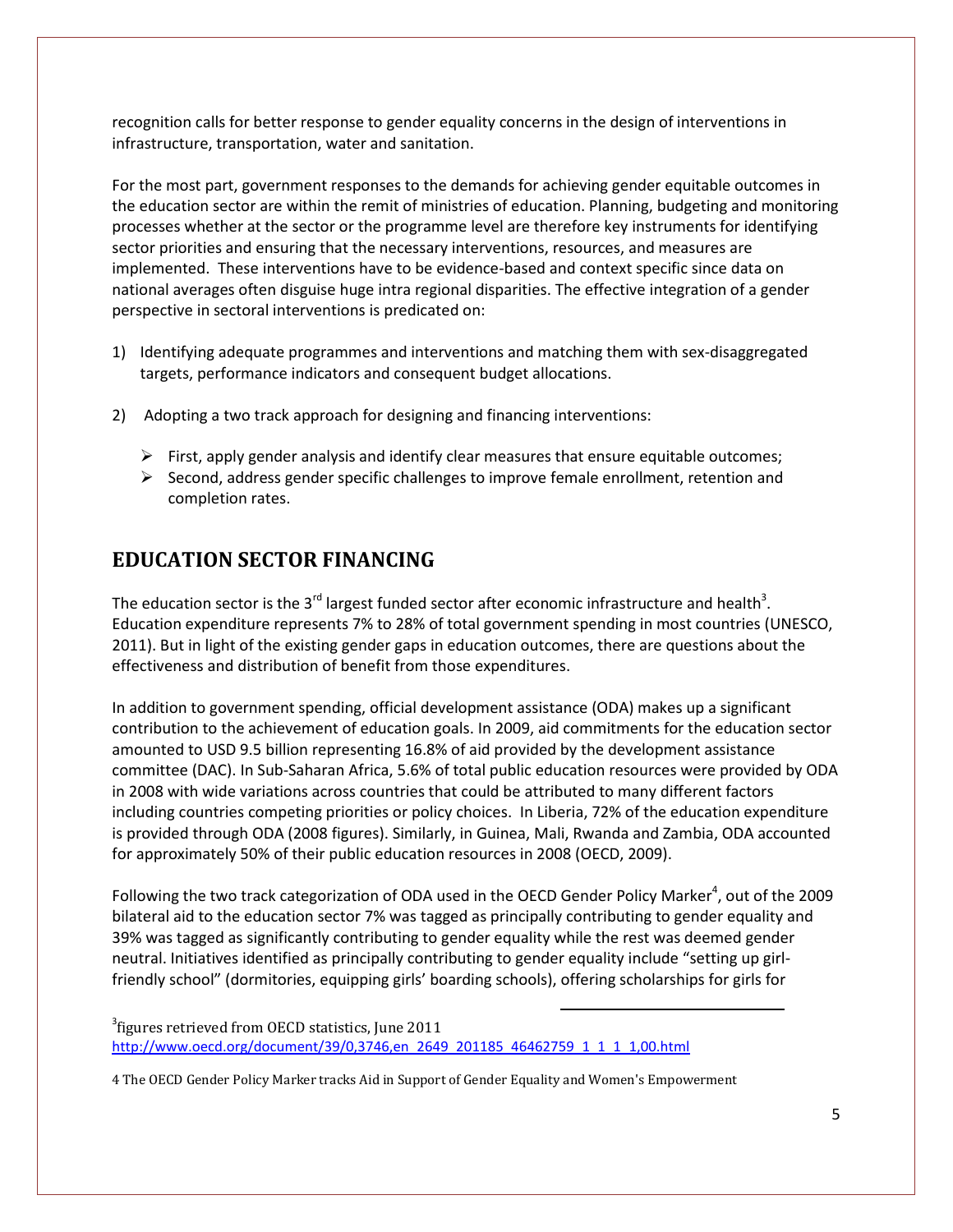recognition calls for better response to gender equality concerns in the design of interventions in infrastructure, transportation, water and sanitation.

For the most part, government responses to the demands for achieving gender equitable outcomes in the education sector are within the remit of ministries of education. Planning, budgeting and monitoring processes whether at the sector or the programme level are therefore key instruments for identifying sector priorities and ensuring that the necessary interventions, resources, and measures are implemented. These interventions have to be evidence-based and context specific since data on national averages often disguise huge intra regional disparities. The effective integration of a gender perspective in sectoral interventions is predicated on:

1) Identifying adequate programmes and interventions and matching them with sex-disaggregated targets, performance indicators and consequent budget allocations.

2) Adopting a two track approach for designing and financing interventions:
   - First, apply gender analysis and identify clear measures that ensure equitable outcomes;
   - Second, address gender specific challenges to improve female enrollment, retention and completion rates.

## EDUCATION SECTOR FINANCING

The education sector is the 3rd largest funded sector after economic infrastructure and health[3]. Education expenditure represents 7% to 28% of total government spending in most countries (UNESCO, 2011). But in light of the existing gender gaps in education outcomes, there are questions about the effectiveness and distribution of benefit from those expenditures.

In addition to government spending, official development assistance (ODA) makes up a significant contribution to the achievement of education goals. In 2009, aid commitments for the education sector amounted to USD 9.5 billion representing 16.8% of aid provided by the development assistance committee (DAC). In Sub-Saharan Africa, 5.6% of total public education resources were provided by ODA in 2008 with wide variations across countries that could be attributed to many different factors including countries competing priorities or policy choices. In Liberia, 72% of the education expenditure is provided through ODA (2008 figures). Similarly, in Guinea, Mali, Rwanda and Zambia, ODA accounted for approximately 50% of their public education resources in 2008 (OECD, 2009).

Following the two track categorization of ODA used in the OECD Gender Policy Marker[4], out of the 2009 bilateral aid to the education sector 7% was tagged as principally contributing to gender equality and 39% was tagged as significantly contributing to gender equality while the rest was deemed gender neutral. Initiatives identified as principally contributing to gender equality include "setting up girl-friendly school" (dormitories, equipping girls' boarding schools), offering scholarships for girls for

---

[3] figures retrieved from OECD statistics, June 2011 http://www.oecd.org/document/39/0,3746,en_2649_201185_46462759_1_1_1_1,00.html

4 The OECD Gender Policy Marker tracks Aid in Support of Gender Equality and Women's Empowerment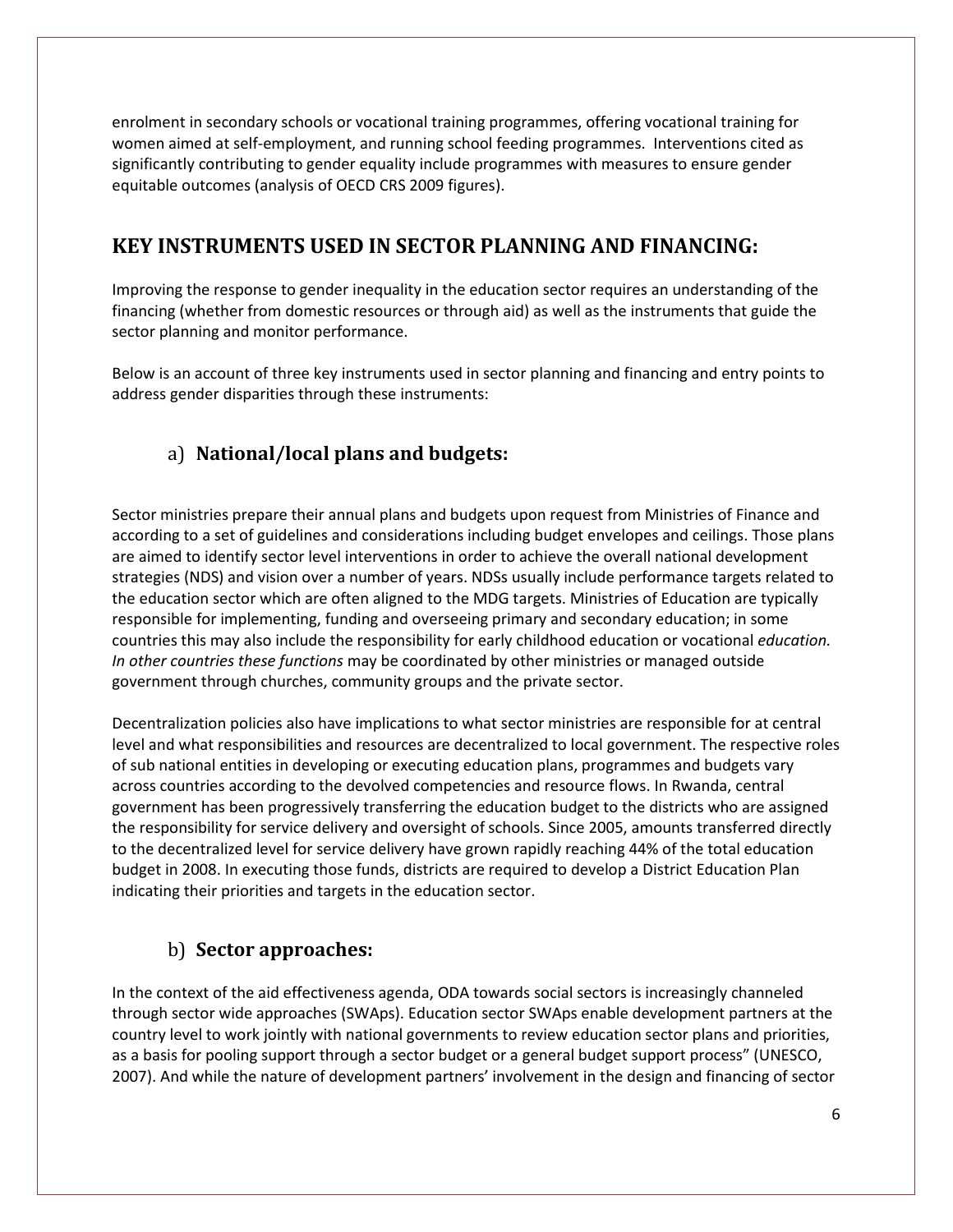enrolment in secondary schools or vocational training programmes, offering vocational training for women aimed at self-employment, and running school feeding programmes. Interventions cited as significantly contributing to gender equality include programmes with measures to ensure gender equitable outcomes (analysis of OECD CRS 2009 figures).

## KEY INSTRUMENTS USED IN SECTOR PLANNING AND FINANCING:

Improving the response to gender inequality in the education sector requires an understanding of the financing (whether from domestic resources or through aid) as well as the instruments that guide the sector planning and monitor performance.

Below is an account of three key instruments used in sector planning and financing and entry points to address gender disparities through these instruments:

### a) National/local plans and budgets:

Sector ministries prepare their annual plans and budgets upon request from Ministries of Finance and according to a set of guidelines and considerations including budget envelopes and ceilings. Those plans are aimed to identify sector level interventions in order to achieve the overall national development strategies (NDS) and vision over a number of years. NDSs usually include performance targets related to the education sector which are often aligned to the MDG targets. Ministries of Education are typically responsible for implementing, funding and overseeing primary and secondary education; in some countries this may also include the responsibility for early childhood education or vocational *education. In other countries these functions* may be coordinated by other ministries or managed outside government through churches, community groups and the private sector.

Decentralization policies also have implications to what sector ministries are responsible for at central level and what responsibilities and resources are decentralized to local government. The respective roles of sub national entities in developing or executing education plans, programmes and budgets vary across countries according to the devolved competencies and resource flows. In Rwanda, central government has been progressively transferring the education budget to the districts who are assigned the responsibility for service delivery and oversight of schools. Since 2005, amounts transferred directly to the decentralized level for service delivery have grown rapidly reaching 44% of the total education budget in 2008. In executing those funds, districts are required to develop a District Education Plan indicating their priorities and targets in the education sector.

### b) Sector approaches:

In the context of the aid effectiveness agenda, ODA towards social sectors is increasingly channeled through sector wide approaches (SWAps). Education sector SWAps enable development partners at the country level to work jointly with national governments to review education sector plans and priorities, as a basis for pooling support through a sector budget or a general budget support process" (UNESCO, 2007). And while the nature of development partners' involvement in the design and financing of sector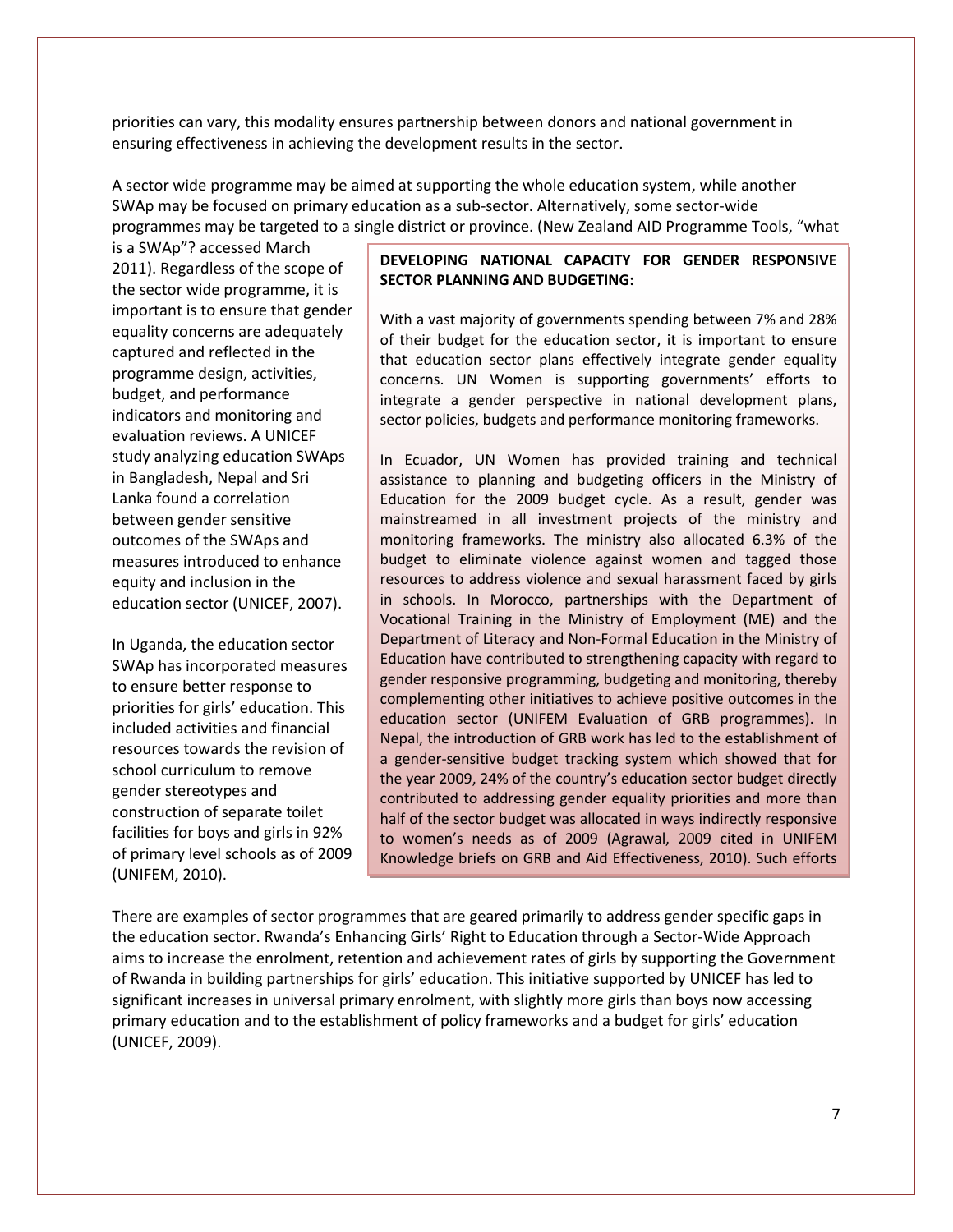priorities can vary, this modality ensures partnership between donors and national government in ensuring effectiveness in achieving the development results in the sector.

A sector wide programme may be aimed at supporting the whole education system, while another SWAp may be focused on primary education as a sub-sector. Alternatively, some sector-wide programmes may be targeted to a single district or province. (New Zealand AID Programme Tools, "what is a SWAp"? accessed March 2011). Regardless of the scope of the sector wide programme, it is important is to ensure that gender equality concerns are adequately captured and reflected in the programme design, activities, budget, and performance indicators and monitoring and evaluation reviews. A UNICEF study analyzing education SWAps in Bangladesh, Nepal and Sri Lanka found a correlation between gender sensitive outcomes of the SWAps and measures introduced to enhance equity and inclusion in the education sector (UNICEF, 2007).

In Uganda, the education sector SWAp has incorporated measures to ensure better response to priorities for girls' education. This included activities and financial resources towards the revision of school curriculum to remove gender stereotypes and construction of separate toilet facilities for boys and girls in 92% of primary level schools as of 2009 (UNIFEM, 2010).

**DEVELOPING NATIONAL CAPACITY FOR GENDER RESPONSIVE SECTOR PLANNING AND BUDGETING:**

With a vast majority of governments spending between 7% and 28% of their budget for the education sector, it is important to ensure that education sector plans effectively integrate gender equality concerns. UN Women is supporting governments' efforts to integrate a gender perspective in national development plans, sector policies, budgets and performance monitoring frameworks.

In Ecuador, UN Women has provided training and technical assistance to planning and budgeting officers in the Ministry of Education for the 2009 budget cycle. As a result, gender was mainstreamed in all investment projects of the ministry and monitoring frameworks. The ministry also allocated 6.3% of the budget to eliminate violence against women and tagged those resources to address violence and sexual harassment faced by girls in schools. In Morocco, partnerships with the Department of Vocational Training in the Ministry of Employment (ME) and the Department of Literacy and Non-Formal Education in the Ministry of Education have contributed to strengthening capacity with regard to gender responsive programming, budgeting and monitoring, thereby complementing other initiatives to achieve positive outcomes in the education sector (UNIFEM Evaluation of GRB programmes). In Nepal, the introduction of GRB work has led to the establishment of a gender-sensitive budget tracking system which showed that for the year 2009, 24% of the country's education sector budget directly contributed to addressing gender equality priorities and more than half of the sector budget was allocated in ways indirectly responsive to women's needs as of 2009 (Agrawal, 2009 cited in UNIFEM Knowledge briefs on GRB and Aid Effectiveness, 2010). Such efforts

There are examples of sector programmes that are geared primarily to address gender specific gaps in the education sector. Rwanda's Enhancing Girls' Right to Education through a Sector-Wide Approach aims to increase the enrolment, retention and achievement rates of girls by supporting the Government of Rwanda in building partnerships for girls' education. This initiative supported by UNICEF has led to significant increases in universal primary enrolment, with slightly more girls than boys now accessing primary education and to the establishment of policy frameworks and a budget for girls' education (UNICEF, 2009).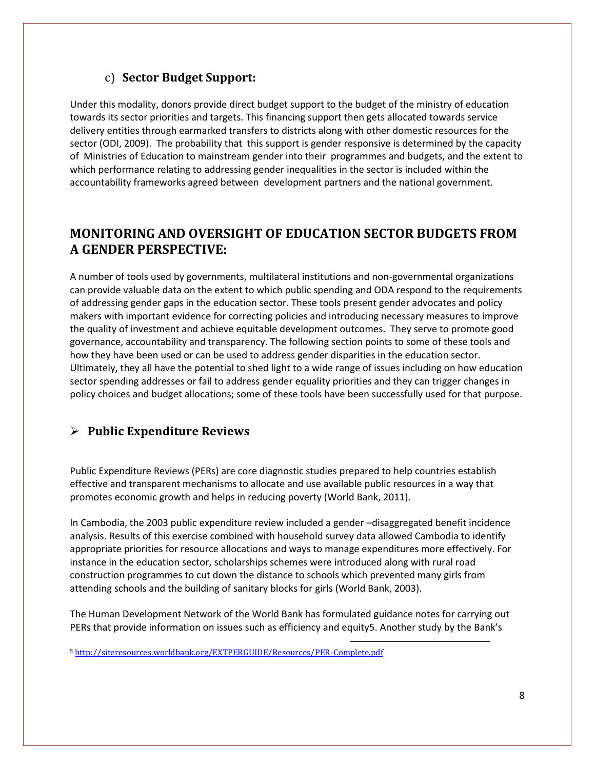### c) **Sector Budget Support:**

Under this modality, donors provide direct budget support to the budget of the ministry of education towards its sector priorities and targets. This financing support then gets allocated towards service delivery entities through earmarked transfers to districts along with other domestic resources for the sector (ODI, 2009). The probability that this support is gender responsive is determined by the capacity of Ministries of Education to mainstream gender into their programmes and budgets, and the extent to which performance relating to addressing gender inequalities in the sector is included within the accountability frameworks agreed between development partners and the national government.

## MONITORING AND OVERSIGHT OF EDUCATION SECTOR BUDGETS FROM A GENDER PERSPECTIVE:

A number of tools used by governments, multilateral institutions and non-governmental organizations can provide valuable data on the extent to which public spending and ODA respond to the requirements of addressing gender gaps in the education sector. These tools present gender advocates and policy makers with important evidence for correcting policies and introducing necessary measures to improve the quality of investment and achieve equitable development outcomes. They serve to promote good governance, accountability and transparency. The following section points to some of these tools and how they have been used or can be used to address gender disparities in the education sector. Ultimately, they all have the potential to shed light to a wide range of issues including on how education sector spending addresses or fail to address gender equality priorities and they can trigger changes in policy choices and budget allocations; some of these tools have been successfully used for that purpose.

### ➢ **Public Expenditure Reviews**

Public Expenditure Reviews (PERs) are core diagnostic studies prepared to help countries establish effective and transparent mechanisms to allocate and use available public resources in a way that promotes economic growth and helps in reducing poverty (World Bank, 2011).

In Cambodia, the 2003 public expenditure review included a gender –disaggregated benefit incidence analysis. Results of this exercise combined with household survey data allowed Cambodia to identify appropriate priorities for resource allocations and ways to manage expenditures more effectively. For instance in the education sector, scholarships schemes were introduced along with rural road construction programmes to cut down the distance to schools which prevented many girls from attending schools and the building of sanitary blocks for girls (World Bank, 2003).

The Human Development Network of the World Bank has formulated guidance notes for carrying out PERs that provide information on issues such as efficiency and equity[5]. Another study by the Bank's

[5] http://siteresources.worldbank.org/EXTPERGUIDE/Resources/PER-Complete.pdf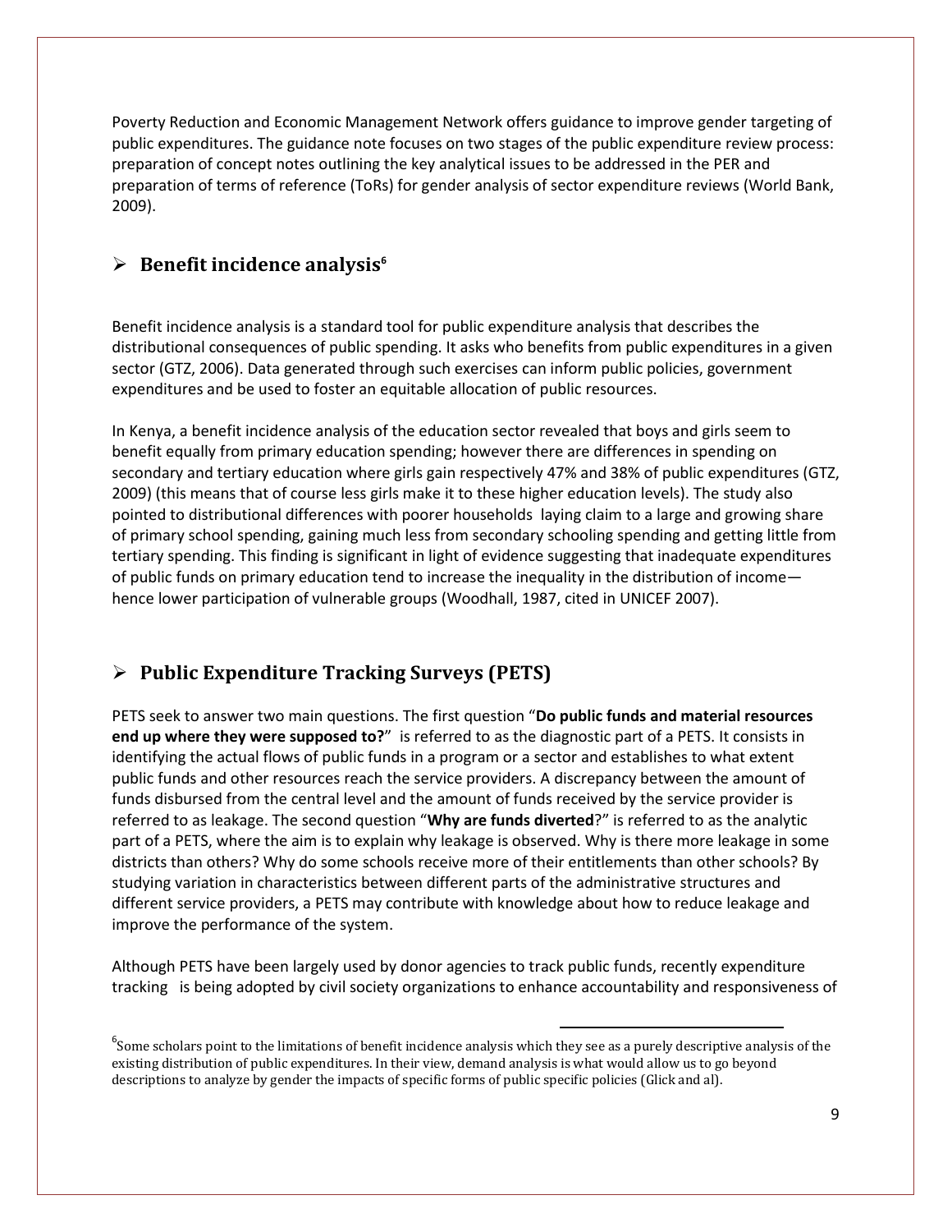Poverty Reduction and Economic Management Network offers guidance to improve gender targeting of public expenditures. The guidance note focuses on two stages of the public expenditure review process: preparation of concept notes outlining the key analytical issues to be addressed in the PER and preparation of terms of reference (ToRs) for gender analysis of sector expenditure reviews (World Bank, 2009).

## ➢ Benefit incidence analysis[6]

Benefit incidence analysis is a standard tool for public expenditure analysis that describes the distributional consequences of public spending. It asks who benefits from public expenditures in a given sector (GTZ, 2006). Data generated through such exercises can inform public policies, government expenditures and be used to foster an equitable allocation of public resources.

In Kenya, a benefit incidence analysis of the education sector revealed that boys and girls seem to benefit equally from primary education spending; however there are differences in spending on secondary and tertiary education where girls gain respectively 47% and 38% of public expenditures (GTZ, 2009) (this means that of course less girls make it to these higher education levels). The study also pointed to distributional differences with poorer households laying claim to a large and growing share of primary school spending, gaining much less from secondary schooling spending and getting little from tertiary spending. This finding is significant in light of evidence suggesting that inadequate expenditures of public funds on primary education tend to increase the inequality in the distribution of income—hence lower participation of vulnerable groups (Woodhall, 1987, cited in UNICEF 2007).

## ➢ Public Expenditure Tracking Surveys (PETS)

PETS seek to answer two main questions. The first question "**Do public funds and material resources end up where they were supposed to?**" is referred to as the diagnostic part of a PETS. It consists in identifying the actual flows of public funds in a program or a sector and establishes to what extent public funds and other resources reach the service providers. A discrepancy between the amount of funds disbursed from the central level and the amount of funds received by the service provider is referred to as leakage. The second question "**Why are funds diverted**?" is referred to as the analytic part of a PETS, where the aim is to explain why leakage is observed. Why is there more leakage in some districts than others? Why do some schools receive more of their entitlements than other schools? By studying variation in characteristics between different parts of the administrative structures and different service providers, a PETS may contribute with knowledge about how to reduce leakage and improve the performance of the system.

Although PETS have been largely used by donor agencies to track public funds, recently expenditure tracking is being adopted by civil society organizations to enhance accountability and responsiveness of

---

[6] Some scholars point to the limitations of benefit incidence analysis which they see as a purely descriptive analysis of the existing distribution of public expenditures. In their view, demand analysis is what would allow us to go beyond descriptions to analyze by gender the impacts of specific forms of public specific policies (Glick and al).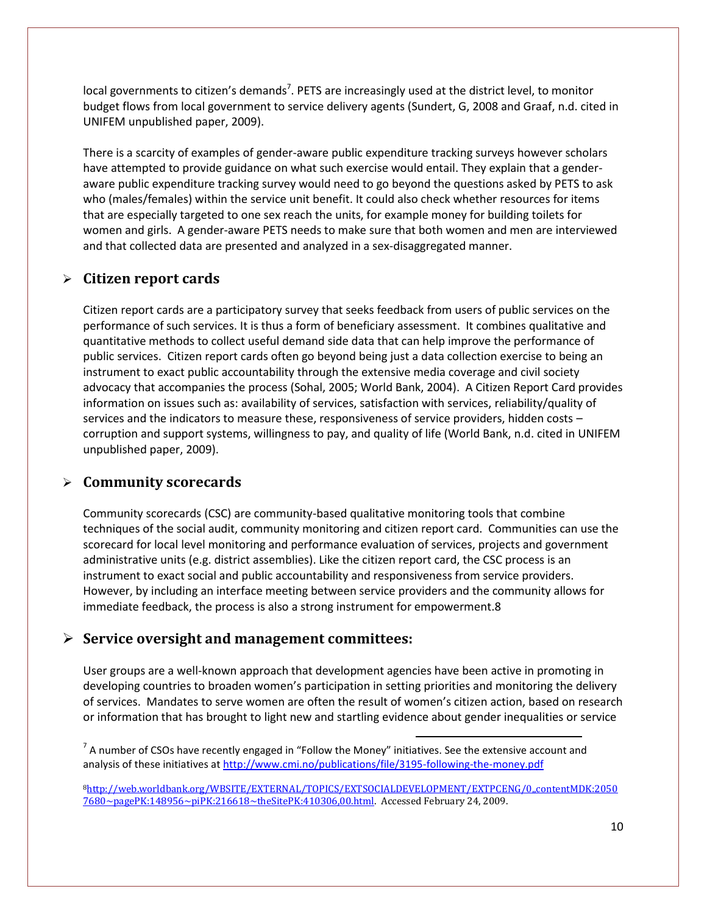local governments to citizen's demands[7]. PETS are increasingly used at the district level, to monitor budget flows from local government to service delivery agents (Sundert, G, 2008 and Graaf, n.d. cited in UNIFEM unpublished paper, 2009).

There is a scarcity of examples of gender-aware public expenditure tracking surveys however scholars have attempted to provide guidance on what such exercise would entail. They explain that a gender-aware public expenditure tracking survey would need to go beyond the questions asked by PETS to ask who (males/females) within the service unit benefit. It could also check whether resources for items that are especially targeted to one sex reach the units, for example money for building toilets for women and girls. A gender-aware PETS needs to make sure that both women and men are interviewed and that collected data are presented and analyzed in a sex-disaggregated manner.

## Citizen report cards

Citizen report cards are a participatory survey that seeks feedback from users of public services on the performance of such services. It is thus a form of beneficiary assessment. It combines qualitative and quantitative methods to collect useful demand side data that can help improve the performance of public services. Citizen report cards often go beyond being just a data collection exercise to being an instrument to exact public accountability through the extensive media coverage and civil society advocacy that accompanies the process (Sohal, 2005; World Bank, 2004). A Citizen Report Card provides information on issues such as: availability of services, satisfaction with services, reliability/quality of services and the indicators to measure these, responsiveness of service providers, hidden costs – corruption and support systems, willingness to pay, and quality of life (World Bank, n.d. cited in UNIFEM unpublished paper, 2009).

## Community scorecards

Community scorecards (CSC) are community-based qualitative monitoring tools that combine techniques of the social audit, community monitoring and citizen report card. Communities can use the scorecard for local level monitoring and performance evaluation of services, projects and government administrative units (e.g. district assemblies). Like the citizen report card, the CSC process is an instrument to exact social and public accountability and responsiveness from service providers. However, by including an interface meeting between service providers and the community allows for immediate feedback, the process is also a strong instrument for empowerment.8

## Service oversight and management committees:

User groups are a well-known approach that development agencies have been active in promoting in developing countries to broaden women's participation in setting priorities and monitoring the delivery of services. Mandates to serve women are often the result of women's citizen action, based on research or information that has brought to light new and startling evidence about gender inequalities or service

---

[7] A number of CSOs have recently engaged in "Follow the Money" initiatives. See the extensive account and analysis of these initiatives at http://www.cmi.no/publications/file/3195-following-the-money.pdf

[8] http://web.worldbank.org/WBSITE/EXTERNAL/TOPICS/EXTSOCIALDEVELOPMENT/EXTPCENG/0,,contentMDK:20507680~pagePK:148956~piPK:216618~theSitePK:410306,00.html. Accessed February 24, 2009.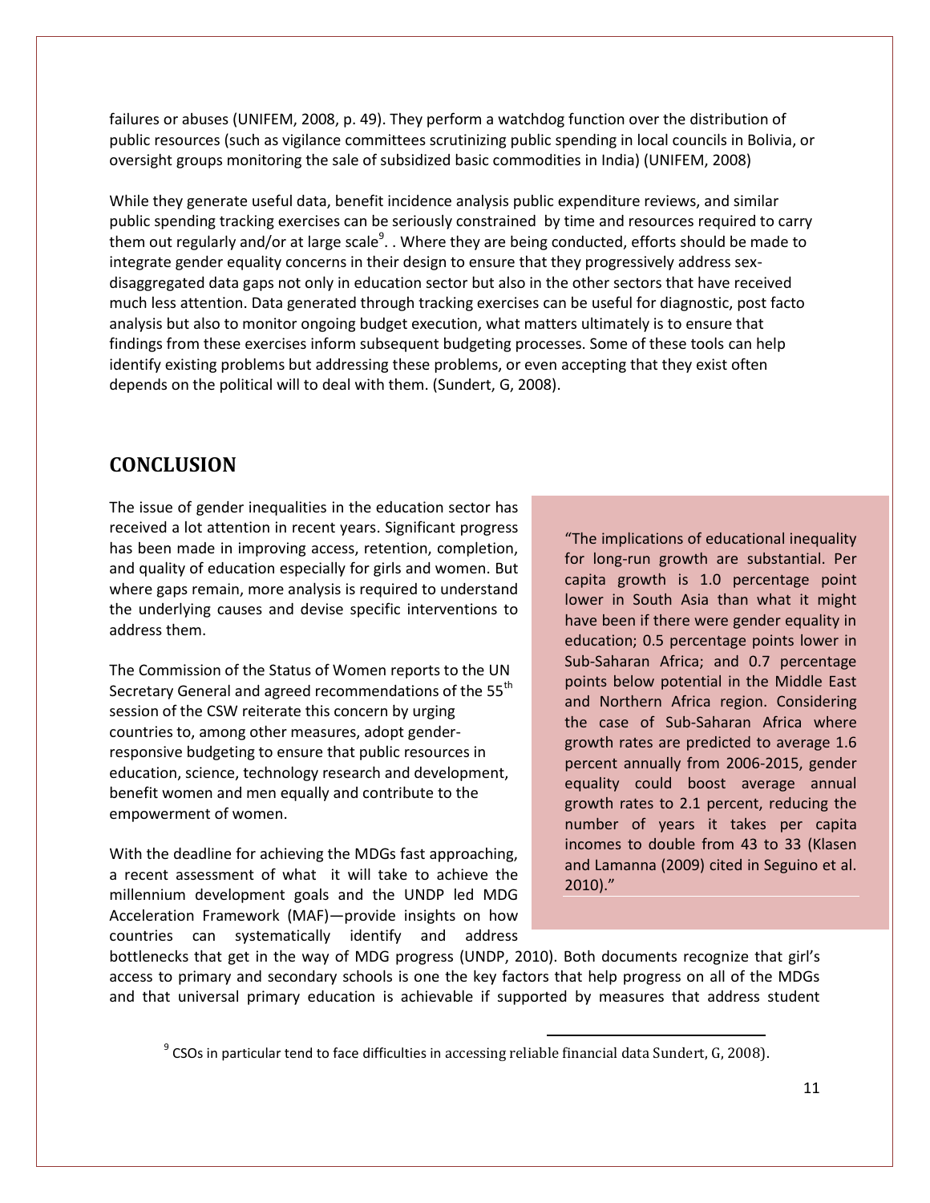failures or abuses (UNIFEM, 2008, p. 49). They perform a watchdog function over the distribution of public resources (such as vigilance committees scrutinizing public spending in local councils in Bolivia, or oversight groups monitoring the sale of subsidized basic commodities in India) (UNIFEM, 2008)

While they generate useful data, benefit incidence analysis public expenditure reviews, and similar public spending tracking exercises can be seriously constrained by time and resources required to carry them out regularly and/or at large scale[9]. . Where they are being conducted, efforts should be made to integrate gender equality concerns in their design to ensure that they progressively address sex-disaggregated data gaps not only in education sector but also in the other sectors that have received much less attention. Data generated through tracking exercises can be useful for diagnostic, post facto analysis but also to monitor ongoing budget execution, what matters ultimately is to ensure that findings from these exercises inform subsequent budgeting processes. Some of these tools can help identify existing problems but addressing these problems, or even accepting that they exist often depends on the political will to deal with them. (Sundert, G, 2008).

## CONCLUSION

The issue of gender inequalities in the education sector has received a lot attention in recent years. Significant progress has been made in improving access, retention, completion, and quality of education especially for girls and women. But where gaps remain, more analysis is required to understand the underlying causes and devise specific interventions to address them.

The Commission of the Status of Women reports to the UN Secretary General and agreed recommendations of the 55th session of the CSW reiterate this concern by urging countries to, among other measures, adopt gender-responsive budgeting to ensure that public resources in education, science, technology research and development, benefit women and men equally and contribute to the empowerment of women.

> "The implications of educational inequality for long-run growth are substantial. Per capita growth is 1.0 percentage point lower in South Asia than what it might have been if there were gender equality in education; 0.5 percentage points lower in Sub-Saharan Africa; and 0.7 percentage points below potential in the Middle East and Northern Africa region. Considering the case of Sub-Saharan Africa where growth rates are predicted to average 1.6 percent annually from 2006-2015, gender equality could boost average annual growth rates to 2.1 percent, reducing the number of years it takes per capita incomes to double from 43 to 33 (Klasen and Lamanna (2009) cited in Seguino et al. 2010)."

With the deadline for achieving the MDGs fast approaching, a recent assessment of what it will take to achieve the millennium development goals and the UNDP led MDG Acceleration Framework (MAF)—provide insights on how countries can systematically identify and address bottlenecks that get in the way of MDG progress (UNDP, 2010). Both documents recognize that girl's access to primary and secondary schools is one the key factors that help progress on all of the MDGs and that universal primary education is achievable if supported by measures that address student

[9] CSOs in particular tend to face difficulties in accessing reliable financial data Sundert, G, 2008).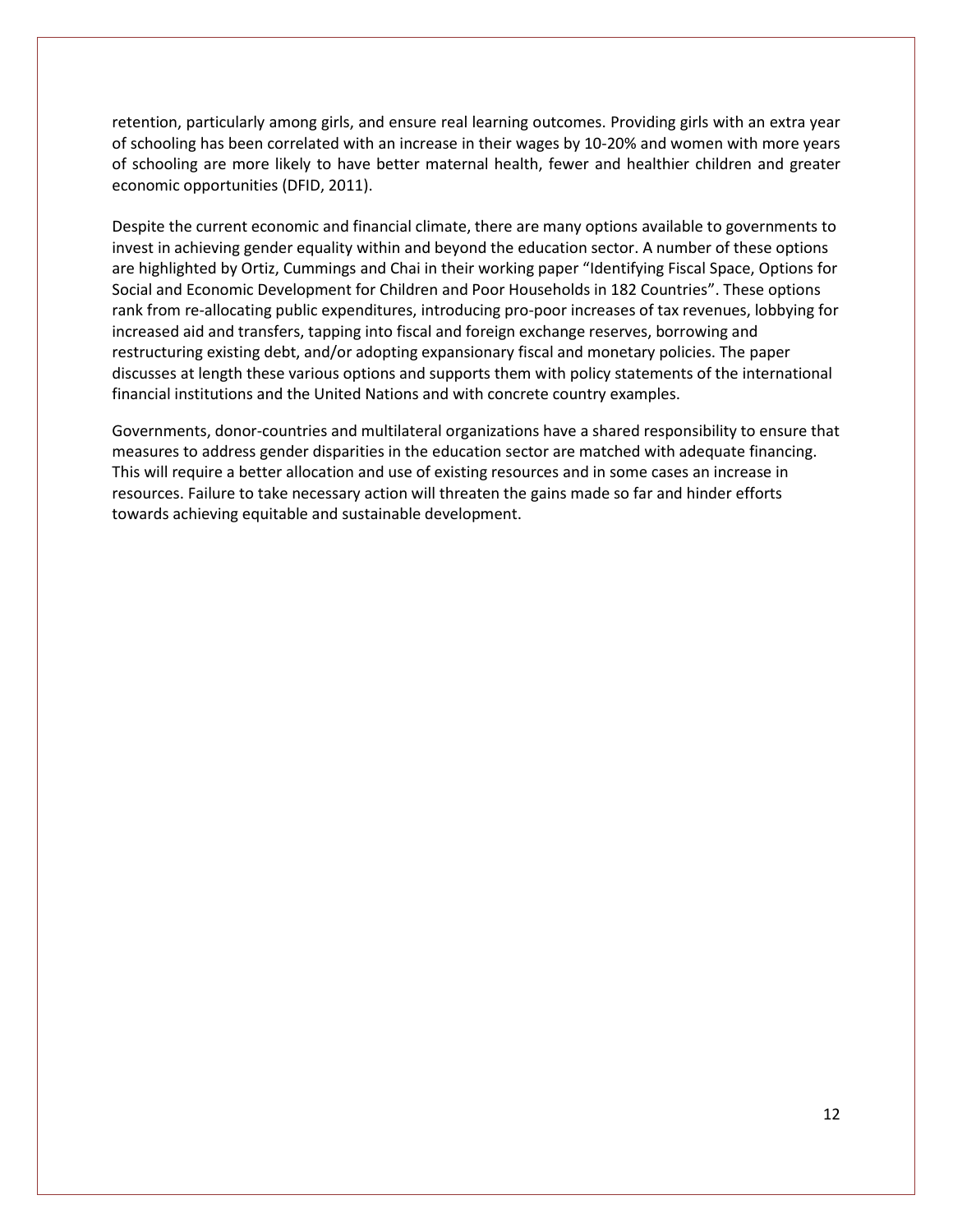retention, particularly among girls, and ensure real learning outcomes. Providing girls with an extra year of schooling has been correlated with an increase in their wages by 10-20% and women with more years of schooling are more likely to have better maternal health, fewer and healthier children and greater economic opportunities (DFID, 2011).

Despite the current economic and financial climate, there are many options available to governments to invest in achieving gender equality within and beyond the education sector. A number of these options are highlighted by Ortiz, Cummings and Chai in their working paper "Identifying Fiscal Space, Options for Social and Economic Development for Children and Poor Households in 182 Countries". These options rank from re-allocating public expenditures, introducing pro-poor increases of tax revenues, lobbying for increased aid and transfers, tapping into fiscal and foreign exchange reserves, borrowing and restructuring existing debt, and/or adopting expansionary fiscal and monetary policies. The paper discusses at length these various options and supports them with policy statements of the international financial institutions and the United Nations and with concrete country examples.

Governments, donor-countries and multilateral organizations have a shared responsibility to ensure that measures to address gender disparities in the education sector are matched with adequate financing. This will require a better allocation and use of existing resources and in some cases an increase in resources. Failure to take necessary action will threaten the gains made so far and hinder efforts towards achieving equitable and sustainable development.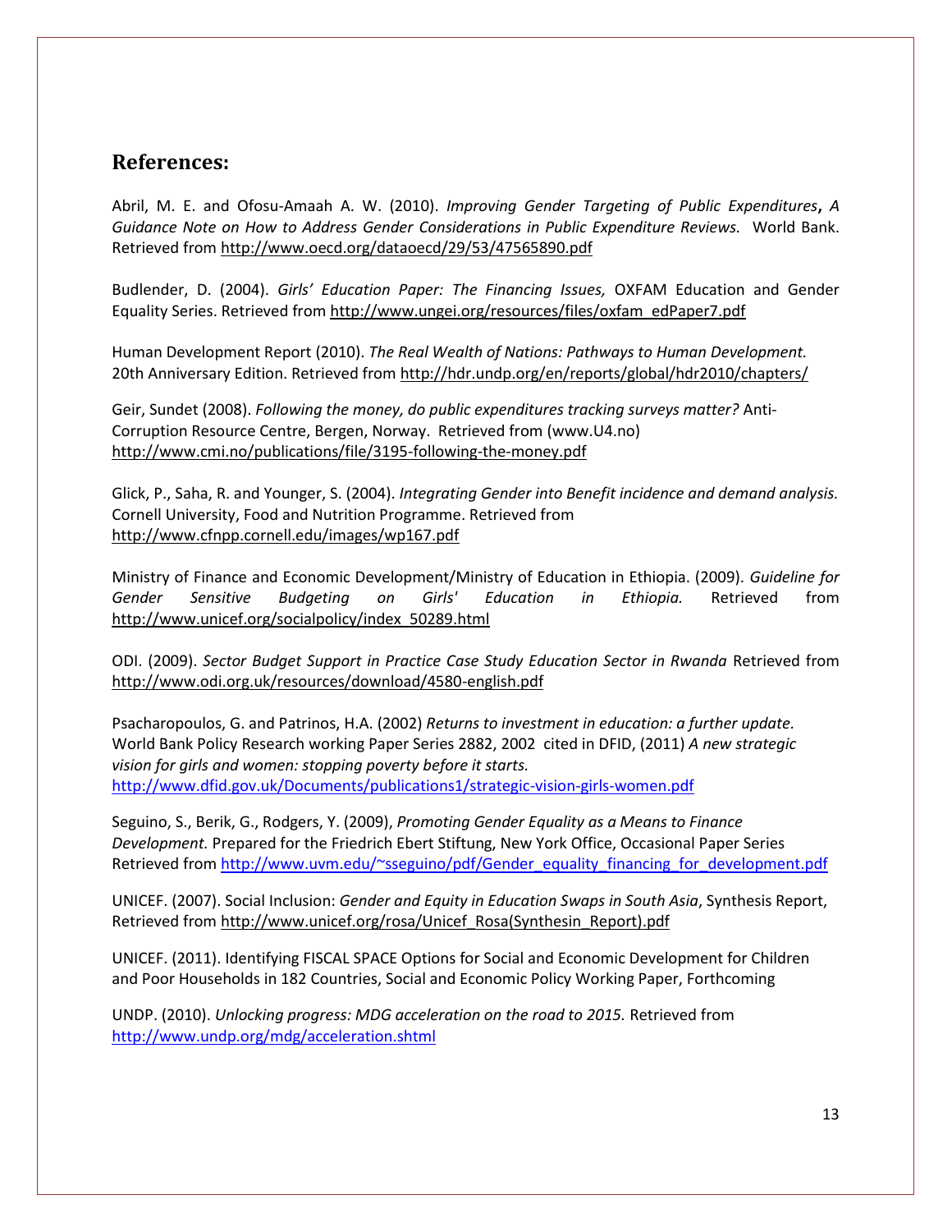## References:

Abril, M. E. and Ofosu-Amaah A. W. (2010). *Improving Gender Targeting of Public Expenditures, A Guidance Note on How to Address Gender Considerations in Public Expenditure Reviews.* World Bank. Retrieved from http://www.oecd.org/dataoecd/29/53/47565890.pdf

Budlender, D. (2004). *Girls' Education Paper: The Financing Issues,* OXFAM Education and Gender Equality Series. Retrieved from http://www.ungei.org/resources/files/oxfam_edPaper7.pdf

Human Development Report (2010). *The Real Wealth of Nations: Pathways to Human Development.* 20th Anniversary Edition. Retrieved from http://hdr.undp.org/en/reports/global/hdr2010/chapters/

Geir, Sundet (2008). *Following the money, do public expenditures tracking surveys matter?* Anti-Corruption Resource Centre, Bergen, Norway. Retrieved from (www.U4.no) http://www.cmi.no/publications/file/3195-following-the-money.pdf

Glick, P., Saha, R. and Younger, S. (2004). *Integrating Gender into Benefit incidence and demand analysis.* Cornell University, Food and Nutrition Programme. Retrieved from http://www.cfnpp.cornell.edu/images/wp167.pdf

Ministry of Finance and Economic Development/Ministry of Education in Ethiopia. (2009). *Guideline for Gender Sensitive Budgeting on Girls' Education in Ethiopia.* Retrieved from http://www.unicef.org/socialpolicy/index_50289.html

ODI. (2009). *Sector Budget Support in Practice Case Study Education Sector in Rwanda* Retrieved from http://www.odi.org.uk/resources/download/4580-english.pdf

Psacharopoulos, G. and Patrinos, H.A. (2002) *Returns to investment in education: a further update.* World Bank Policy Research working Paper Series 2882, 2002 cited in DFID, (2011) *A new strategic vision for girls and women: stopping poverty before it starts.* http://www.dfid.gov.uk/Documents/publications1/strategic-vision-girls-women.pdf

Seguino, S., Berik, G., Rodgers, Y. (2009), *Promoting Gender Equality as a Means to Finance Development.* Prepared for the Friedrich Ebert Stiftung, New York Office, Occasional Paper Series Retrieved from http://www.uvm.edu/~sseguino/pdf/Gender_equality_financing_for_development.pdf

UNICEF. (2007). Social Inclusion: *Gender and Equity in Education Swaps in South Asia*, Synthesis Report, Retrieved from http://www.unicef.org/rosa/Unicef_Rosa(Synthesin_Report).pdf

UNICEF. (2011). Identifying FISCAL SPACE Options for Social and Economic Development for Children and Poor Households in 182 Countries, Social and Economic Policy Working Paper, Forthcoming

UNDP. (2010). *Unlocking progress: MDG acceleration on the road to 2015.* Retrieved from http://www.undp.org/mdg/acceleration.shtml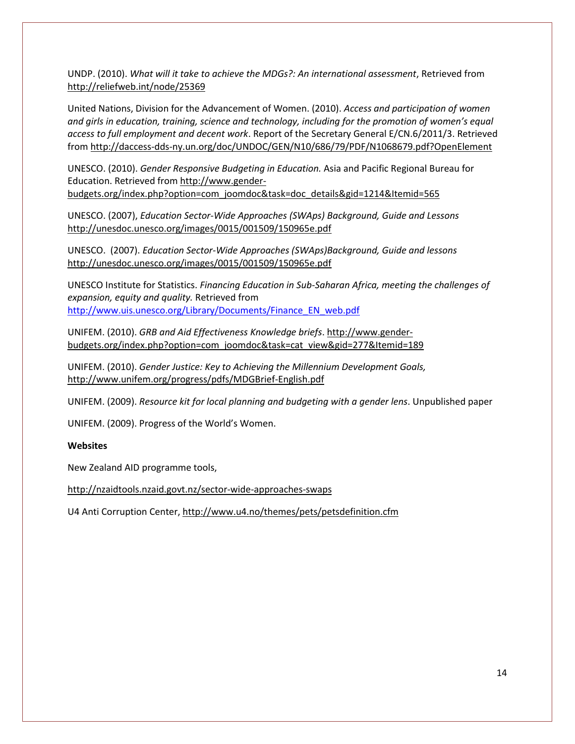UNDP. (2010). *What will it take to achieve the MDGs?: An international assessment*, Retrieved from http://reliefweb.int/node/25369

United Nations, Division for the Advancement of Women. (2010). *Access and participation of women and girls in education, training, science and technology, including for the promotion of women's equal access to full employment and decent work*. Report of the Secretary General E/CN.6/2011/3. Retrieved from http://daccess-dds-ny.un.org/doc/UNDOC/GEN/N10/686/79/PDF/N1068679.pdf?OpenElement

UNESCO. (2010). *Gender Responsive Budgeting in Education.* Asia and Pacific Regional Bureau for Education. Retrieved from http://www.gender-budgets.org/index.php?option=com_joomdoc&task=doc_details&gid=1214&Itemid=565

UNESCO. (2007), *Education Sector-Wide Approaches (SWAps) Background, Guide and Lessons* http://unesdoc.unesco.org/images/0015/001509/150965e.pdf

UNESCO. (2007). *Education Sector-Wide Approaches (SWAps)Background, Guide and lessons* http://unesdoc.unesco.org/images/0015/001509/150965e.pdf

UNESCO Institute for Statistics. *Financing Education in Sub-Saharan Africa, meeting the challenges of expansion, equity and quality.* Retrieved from http://www.uis.unesco.org/Library/Documents/Finance_EN_web.pdf

UNIFEM. (2010). *GRB and Aid Effectiveness Knowledge briefs*. http://www.gender-budgets.org/index.php?option=com_joomdoc&task=cat_view&gid=277&Itemid=189

UNIFEM. (2010). *Gender Justice: Key to Achieving the Millennium Development Goals,* http://www.unifem.org/progress/pdfs/MDGBrief-English.pdf

UNIFEM. (2009). *Resource kit for local planning and budgeting with a gender lens*. Unpublished paper

UNIFEM. (2009). Progress of the World's Women.

**Websites**

New Zealand AID programme tools,

http://nzaidtools.nzaid.govt.nz/sector-wide-approaches-swaps

U4 Anti Corruption Center, http://www.u4.no/themes/pets/petsdefinition.cfm